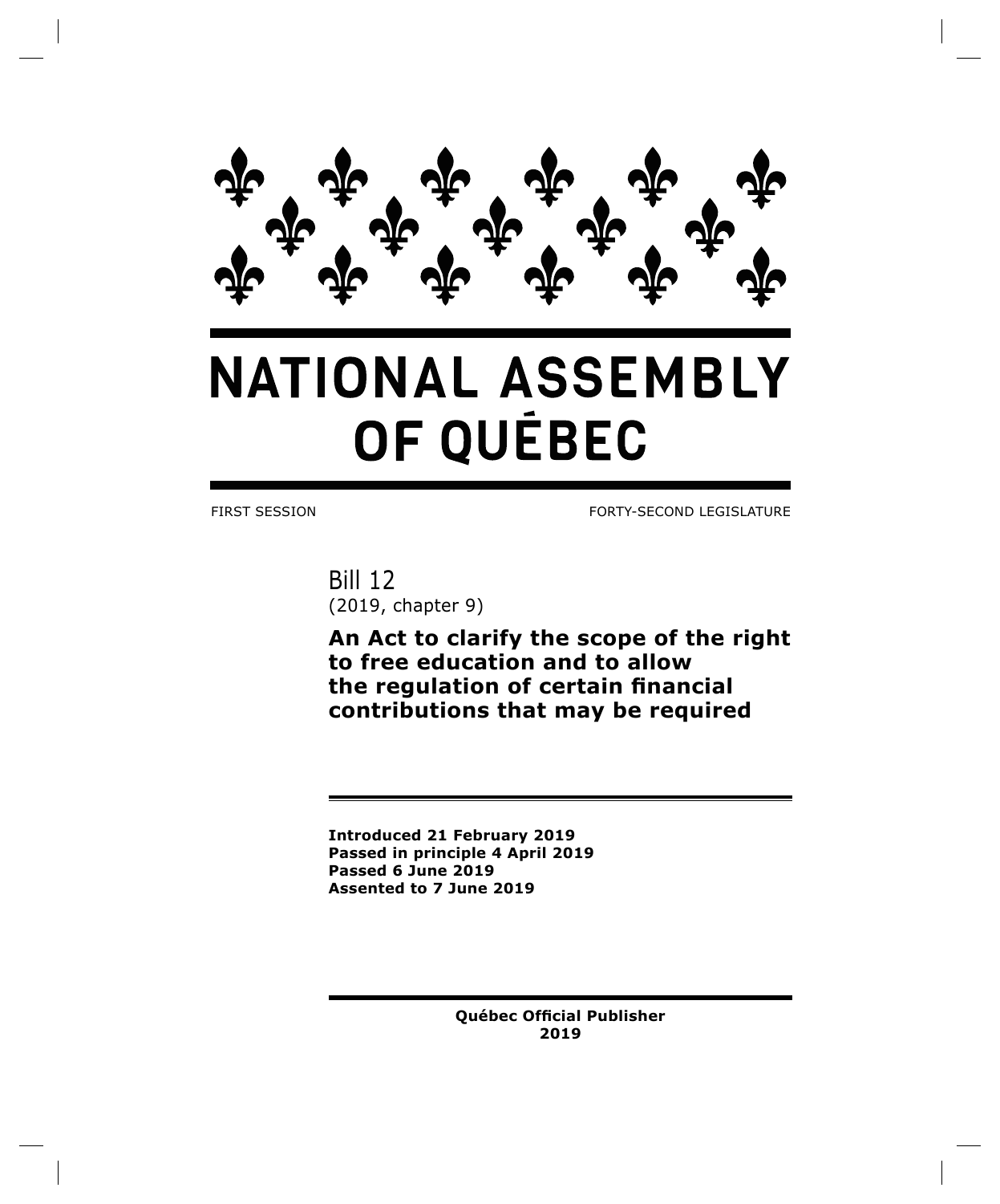# NATIONAL ASSEMBLY OF QUÉBEC

FIRST SESSION FORTY-SECOND LEGISLATURE

Bill 12
(2019, chapter 9)

## An Act to clarify the scope of the right to free education and to allow the regulation of certain financial contributions that may be required

**Introduced 21 February 2019**
**Passed in principle 4 April 2019**
**Passed 6 June 2019**
**Assented to 7 June 2019**

**Québec Official Publisher**
**2019**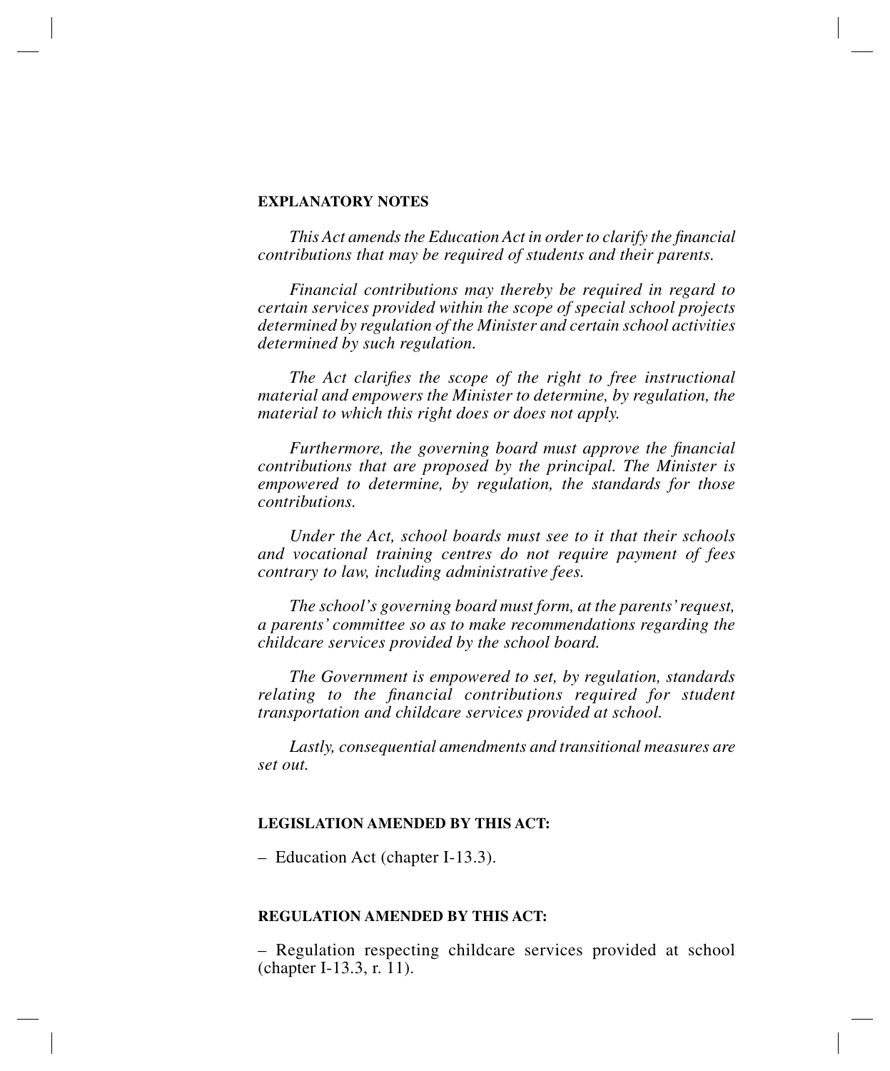**EXPLANATORY NOTES**

*This Act amends the Education Act in order to clarify the financial contributions that may be required of students and their parents.*

*Financial contributions may thereby be required in regard to certain services provided within the scope of special school projects determined by regulation of the Minister and certain school activities determined by such regulation.*

*The Act clarifies the scope of the right to free instructional material and empowers the Minister to determine, by regulation, the material to which this right does or does not apply.*

*Furthermore, the governing board must approve the financial contributions that are proposed by the principal. The Minister is empowered to determine, by regulation, the standards for those contributions.*

*Under the Act, school boards must see to it that their schools and vocational training centres do not require payment of fees contrary to law, including administrative fees.*

*The school's governing board must form, at the parents' request, a parents' committee so as to make recommendations regarding the childcare services provided by the school board.*

*The Government is empowered to set, by regulation, standards relating to the financial contributions required for student transportation and childcare services provided at school.*

*Lastly, consequential amendments and transitional measures are set out.*

**LEGISLATION AMENDED BY THIS ACT:**

– Education Act (chapter I-13.3).

**REGULATION AMENDED BY THIS ACT:**

– Regulation respecting childcare services provided at school (chapter I-13.3, r. 11).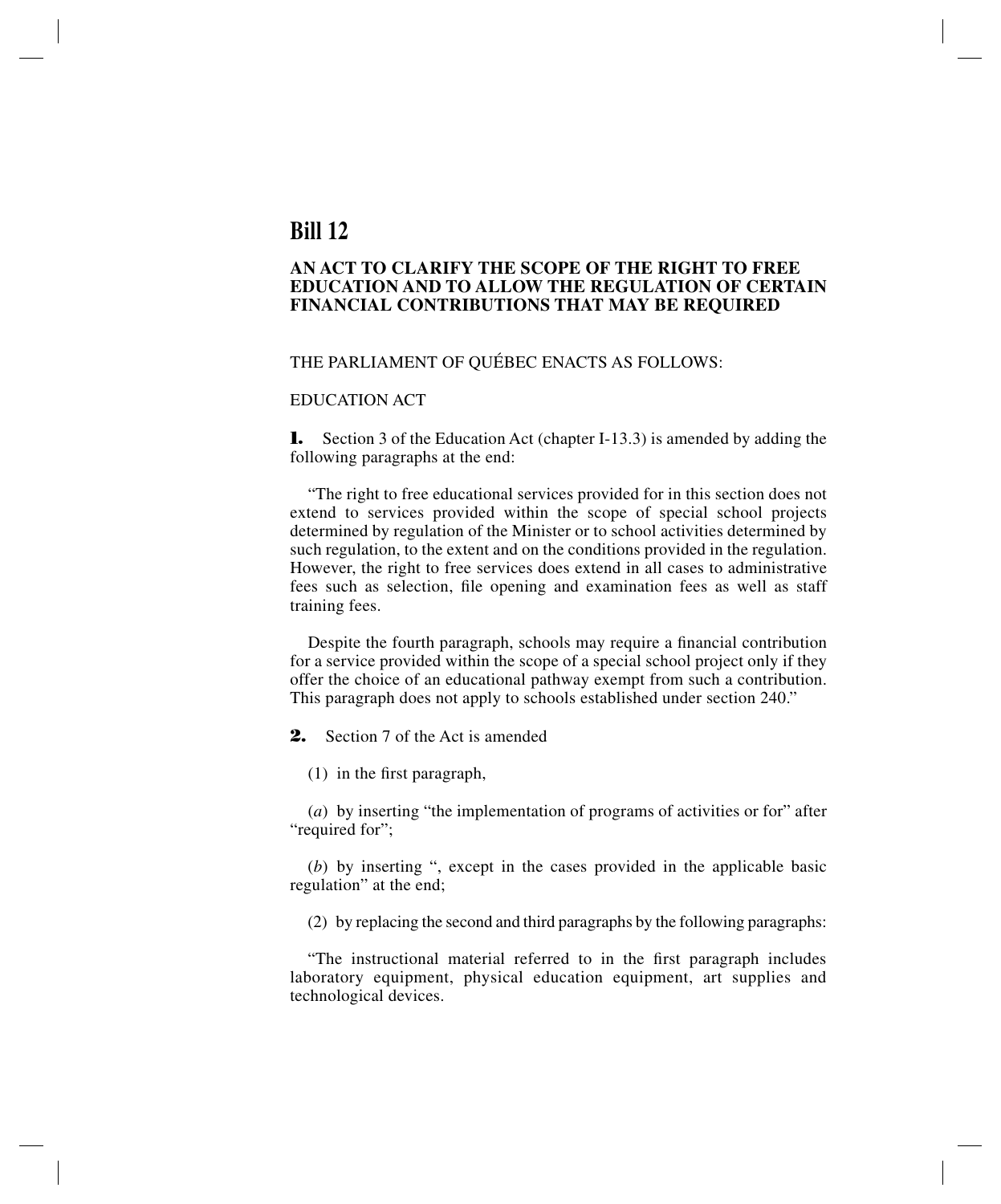# Bill 12

## AN ACT TO CLARIFY THE SCOPE OF THE RIGHT TO FREE EDUCATION AND TO ALLOW THE REGULATION OF CERTAIN FINANCIAL CONTRIBUTIONS THAT MAY BE REQUIRED

THE PARLIAMENT OF QUÉBEC ENACTS AS FOLLOWS:

EDUCATION ACT

**1.** Section 3 of the Education Act (chapter I-13.3) is amended by adding the following paragraphs at the end:

"The right to free educational services provided for in this section does not extend to services provided within the scope of special school projects determined by regulation of the Minister or to school activities determined by such regulation, to the extent and on the conditions provided in the regulation. However, the right to free services does extend in all cases to administrative fees such as selection, file opening and examination fees as well as staff training fees.

Despite the fourth paragraph, schools may require a financial contribution for a service provided within the scope of a special school project only if they offer the choice of an educational pathway exempt from such a contribution. This paragraph does not apply to schools established under section 240."

**2.** Section 7 of the Act is amended

(1) in the first paragraph,

(*a*) by inserting "the implementation of programs of activities or for" after "required for";

(*b*) by inserting ", except in the cases provided in the applicable basic regulation" at the end;

(2) by replacing the second and third paragraphs by the following paragraphs:

"The instructional material referred to in the first paragraph includes laboratory equipment, physical education equipment, art supplies and technological devices.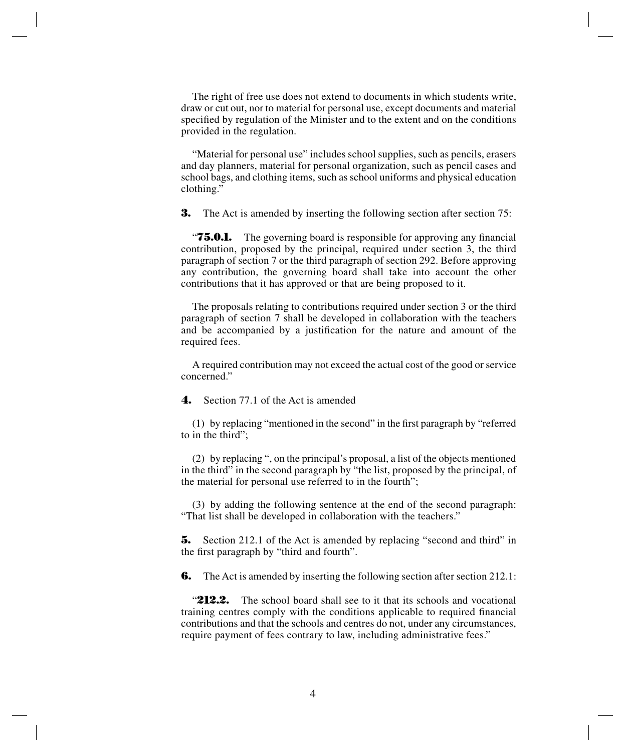The right of free use does not extend to documents in which students write, draw or cut out, nor to material for personal use, except documents and material specified by regulation of the Minister and to the extent and on the conditions provided in the regulation.

"Material for personal use" includes school supplies, such as pencils, erasers and day planners, material for personal organization, such as pencil cases and school bags, and clothing items, such as school uniforms and physical education clothing."

**3.** The Act is amended by inserting the following section after section 75:

"**75.0.1.** The governing board is responsible for approving any financial contribution, proposed by the principal, required under section 3, the third paragraph of section 7 or the third paragraph of section 292. Before approving any contribution, the governing board shall take into account the other contributions that it has approved or that are being proposed to it.

The proposals relating to contributions required under section 3 or the third paragraph of section 7 shall be developed in collaboration with the teachers and be accompanied by a justification for the nature and amount of the required fees.

A required contribution may not exceed the actual cost of the good or service concerned."

**4.** Section 77.1 of the Act is amended

(1) by replacing "mentioned in the second" in the first paragraph by "referred to in the third";

(2) by replacing ", on the principal's proposal, a list of the objects mentioned in the third" in the second paragraph by "the list, proposed by the principal, of the material for personal use referred to in the fourth";

(3) by adding the following sentence at the end of the second paragraph: "That list shall be developed in collaboration with the teachers."

**5.** Section 212.1 of the Act is amended by replacing "second and third" in the first paragraph by "third and fourth".

**6.** The Act is amended by inserting the following section after section 212.1:

"**212.2.** The school board shall see to it that its schools and vocational training centres comply with the conditions applicable to required financial contributions and that the schools and centres do not, under any circumstances, require payment of fees contrary to law, including administrative fees."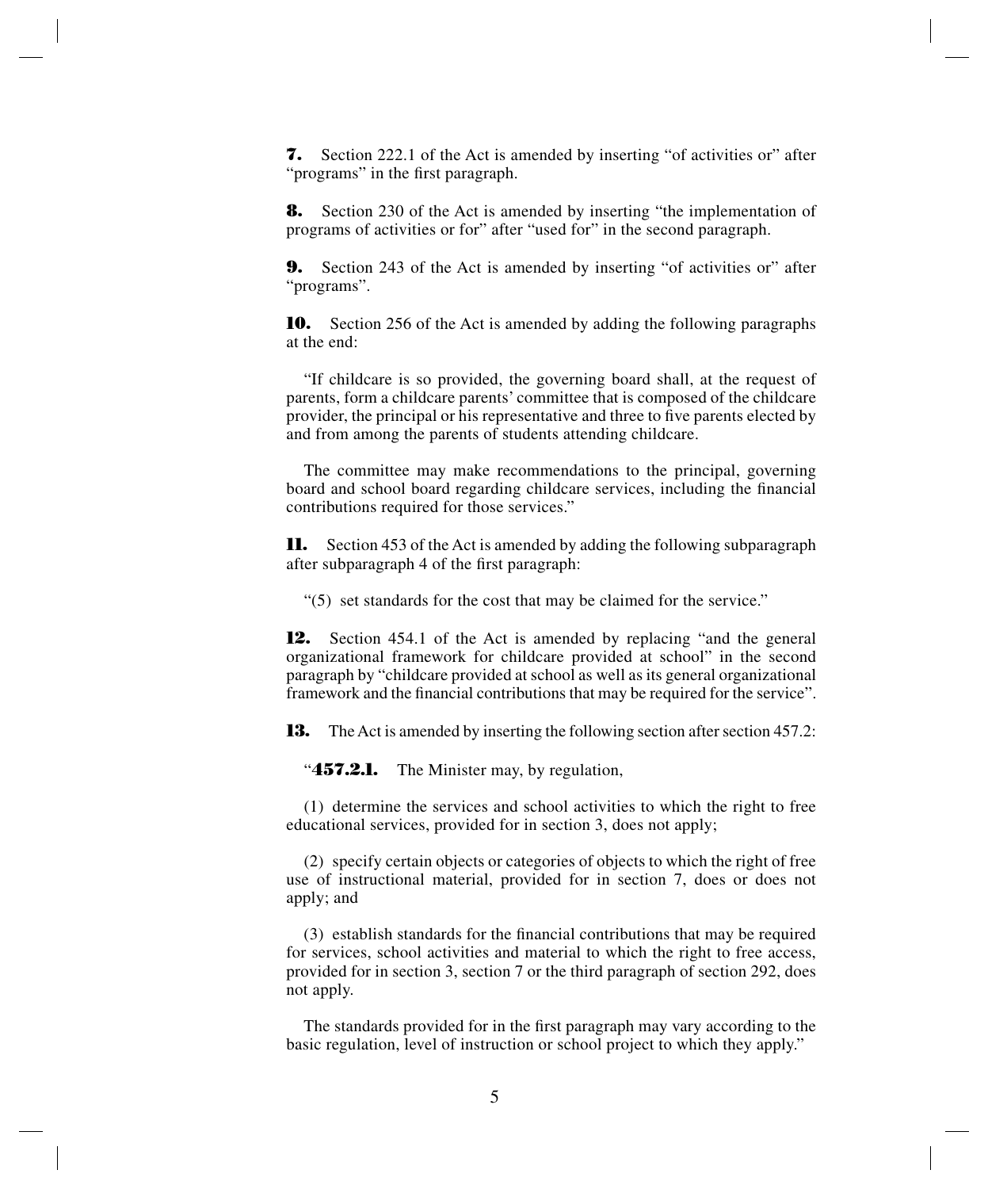**7.** Section 222.1 of the Act is amended by inserting "of activities or" after "programs" in the first paragraph.

**8.** Section 230 of the Act is amended by inserting "the implementation of programs of activities or for" after "used for" in the second paragraph.

**9.** Section 243 of the Act is amended by inserting "of activities or" after "programs".

**10.** Section 256 of the Act is amended by adding the following paragraphs at the end:

"If childcare is so provided, the governing board shall, at the request of parents, form a childcare parents' committee that is composed of the childcare provider, the principal or his representative and three to five parents elected by and from among the parents of students attending childcare.

The committee may make recommendations to the principal, governing board and school board regarding childcare services, including the financial contributions required for those services."

**11.** Section 453 of the Act is amended by adding the following subparagraph after subparagraph 4 of the first paragraph:

"(5) set standards for the cost that may be claimed for the service."

**12.** Section 454.1 of the Act is amended by replacing "and the general organizational framework for childcare provided at school" in the second paragraph by "childcare provided at school as well as its general organizational framework and the financial contributions that may be required for the service".

**13.** The Act is amended by inserting the following section after section 457.2:

"**457.2.1.** The Minister may, by regulation,

(1) determine the services and school activities to which the right to free educational services, provided for in section 3, does not apply;

(2) specify certain objects or categories of objects to which the right of free use of instructional material, provided for in section 7, does or does not apply; and

(3) establish standards for the financial contributions that may be required for services, school activities and material to which the right to free access, provided for in section 3, section 7 or the third paragraph of section 292, does not apply.

The standards provided for in the first paragraph may vary according to the basic regulation, level of instruction or school project to which they apply."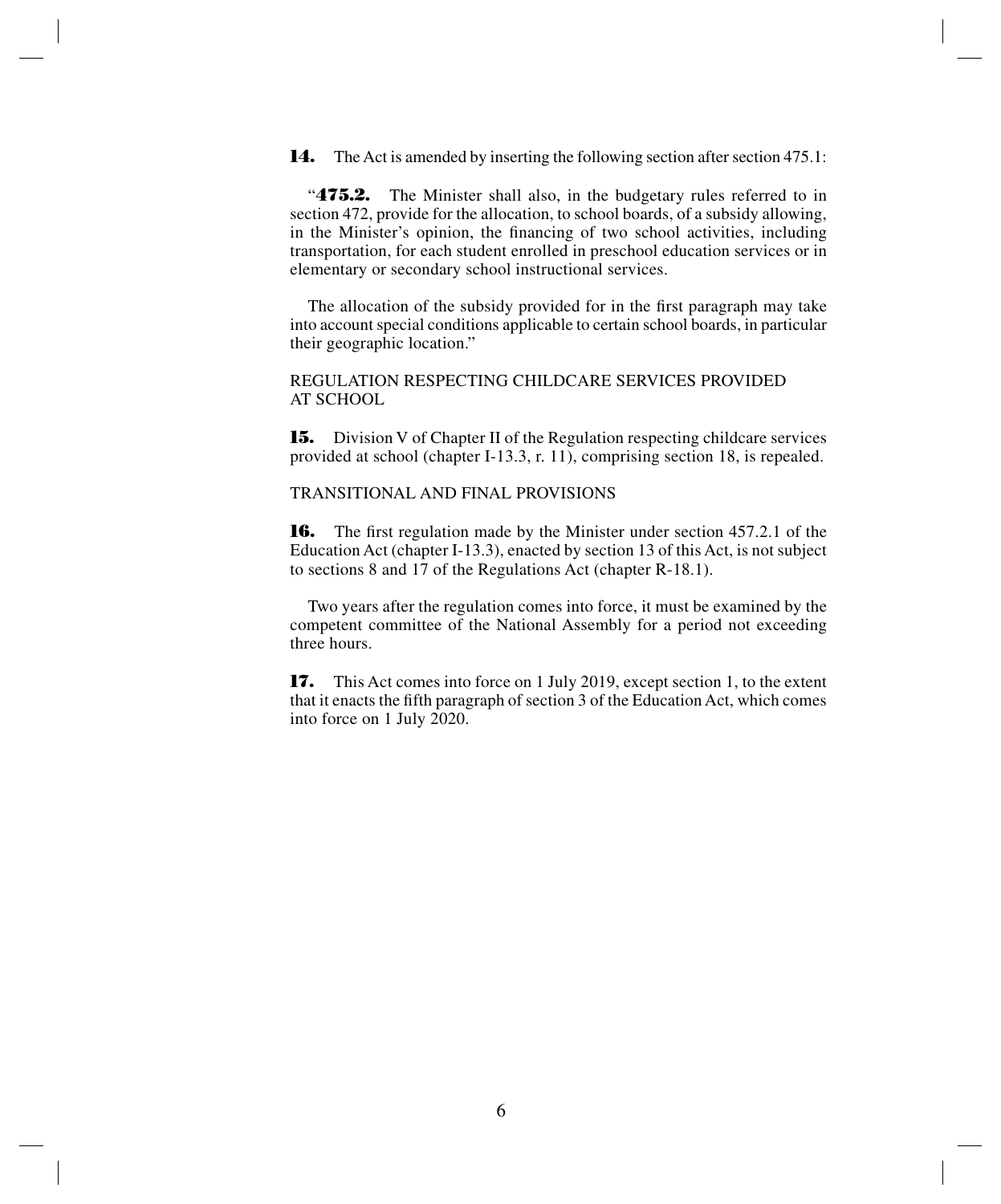**14.** The Act is amended by inserting the following section after section 475.1:

"**475.2.** The Minister shall also, in the budgetary rules referred to in section 472, provide for the allocation, to school boards, of a subsidy allowing, in the Minister's opinion, the financing of two school activities, including transportation, for each student enrolled in preschool education services or in elementary or secondary school instructional services.

The allocation of the subsidy provided for in the first paragraph may take into account special conditions applicable to certain school boards, in particular their geographic location."

REGULATION RESPECTING CHILDCARE SERVICES PROVIDED AT SCHOOL

**15.** Division V of Chapter II of the Regulation respecting childcare services provided at school (chapter I-13.3, r. 11), comprising section 18, is repealed.

TRANSITIONAL AND FINAL PROVISIONS

**16.** The first regulation made by the Minister under section 457.2.1 of the Education Act (chapter I-13.3), enacted by section 13 of this Act, is not subject to sections 8 and 17 of the Regulations Act (chapter R-18.1).

Two years after the regulation comes into force, it must be examined by the competent committee of the National Assembly for a period not exceeding three hours.

**17.** This Act comes into force on 1 July 2019, except section 1, to the extent that it enacts the fifth paragraph of section 3 of the Education Act, which comes into force on 1 July 2020.